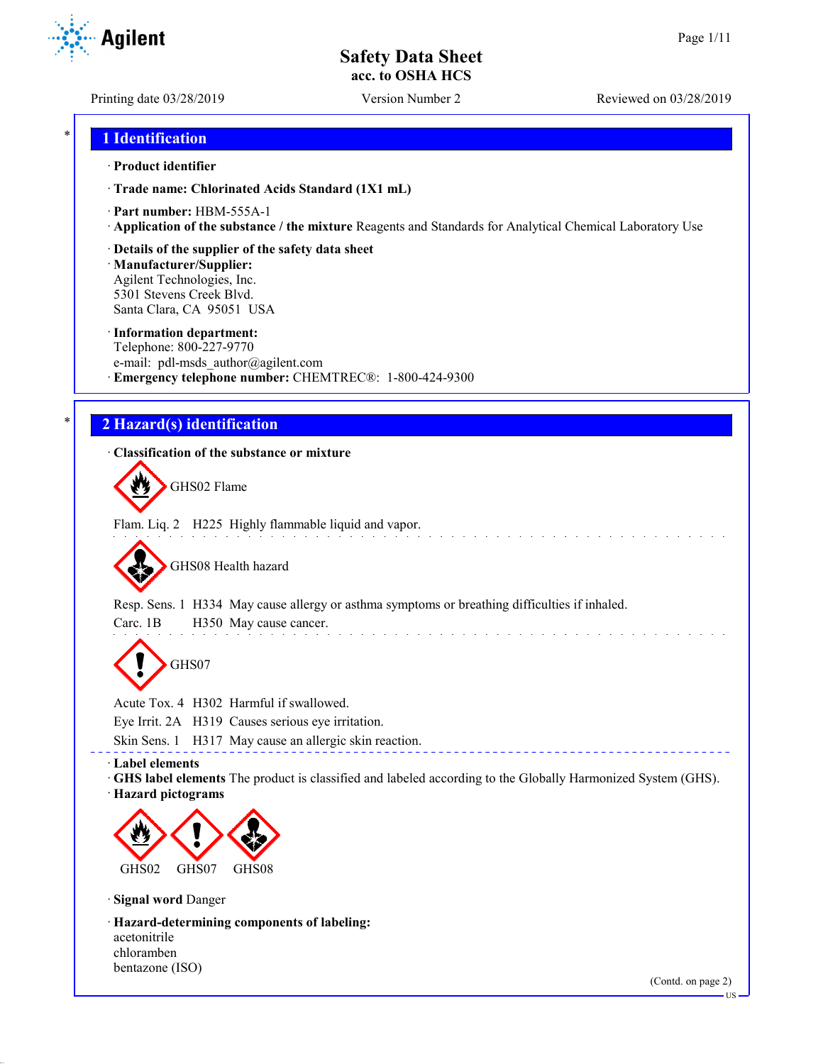# Safety Data Sheet
## acc. to OSHA HCS

Printing date 03/28/2019 | Version Number 2 | Reviewed on 03/28/2019

## 1 Identification

· **Product identifier**

· **Trade name: Chlorinated Acids Standard (1X1 mL)**

· **Part number:** HBM-555A-1

· **Application of the substance / the mixture** Reagents and Standards for Analytical Chemical Laboratory Use

· **Details of the supplier of the safety data sheet**

· **Manufacturer/Supplier:**
Agilent Technologies, Inc.
5301 Stevens Creek Blvd.
Santa Clara, CA 95051 USA

· **Information department:**
Telephone: 800-227-9770
e-mail: pdl-msds_author@agilent.com

· **Emergency telephone number:** CHEMTREC®: 1-800-424-9300

## 2 Hazard(s) identification

· **Classification of the substance or mixture**

GHS02 Flame

Flam. Liq. 2 H225 Highly flammable liquid and vapor.

GHS08 Health hazard

Resp. Sens. 1 H334 May cause allergy or asthma symptoms or breathing difficulties if inhaled.

Carc. 1B H350 May cause cancer.

GHS07

Acute Tox. 4 H302 Harmful if swallowed.

Eye Irrit. 2A H319 Causes serious eye irritation.

Skin Sens. 1 H317 May cause an allergic skin reaction.

· **Label elements**

· **GHS label elements** The product is classified and labeled according to the Globally Harmonized System (GHS).

· **Hazard pictograms**

GHS02 GHS07 GHS08

· **Signal word** Danger

· **Hazard-determining components of labeling:**
acetonitrile
chloramben
bentazone (ISO)

(Contd. on page 2)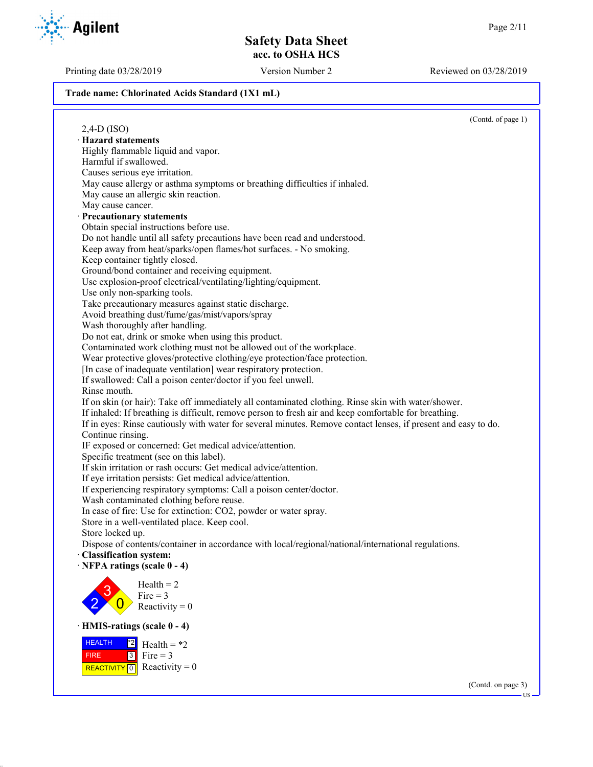Trade name: Chlorinated Acids Standard (1X1 mL)

(Contd. of page 1)

2,4-D (ISO)

· **Hazard statements**

Highly flammable liquid and vapor.
Harmful if swallowed.
Causes serious eye irritation.
May cause allergy or asthma symptoms or breathing difficulties if inhaled.
May cause an allergic skin reaction.
May cause cancer.

· **Precautionary statements**

Obtain special instructions before use.
Do not handle until all safety precautions have been read and understood.
Keep away from heat/sparks/open flames/hot surfaces. - No smoking.
Keep container tightly closed.
Ground/bond container and receiving equipment.
Use explosion-proof electrical/ventilating/lighting/equipment.
Use only non-sparking tools.
Take precautionary measures against static discharge.
Avoid breathing dust/fume/gas/mist/vapors/spray
Wash thoroughly after handling.
Do not eat, drink or smoke when using this product.
Contaminated work clothing must not be allowed out of the workplace.
Wear protective gloves/protective clothing/eye protection/face protection.
[In case of inadequate ventilation] wear respiratory protection.
If swallowed: Call a poison center/doctor if you feel unwell.
Rinse mouth.
If on skin (or hair): Take off immediately all contaminated clothing. Rinse skin with water/shower.
If inhaled: If breathing is difficult, remove person to fresh air and keep comfortable for breathing.
If in eyes: Rinse cautiously with water for several minutes. Remove contact lenses, if present and easy to do. Continue rinsing.
IF exposed or concerned: Get medical advice/attention.
Specific treatment (see on this label).
If skin irritation or rash occurs: Get medical advice/attention.
If eye irritation persists: Get medical advice/attention.
If experiencing respiratory symptoms: Call a poison center/doctor.
Wash contaminated clothing before reuse.
In case of fire: Use for extinction: $CO_2$, powder or water spray.
Store in a well-ventilated place. Keep cool.
Store locked up.
Dispose of contents/container in accordance with local/regional/national/international regulations.

· **Classification system:**

· **NFPA ratings (scale 0 - 4)**

Health = 2
Fire = 3
Reactivity = 0

· **HMIS-ratings (scale 0 - 4)**

| | |
|---|---|
| HEALTH | *2 |
| FIRE | 3 |
| REACTIVITY | 0 |

Health = *2
Fire = 3
Reactivity = 0

(Contd. on page 3)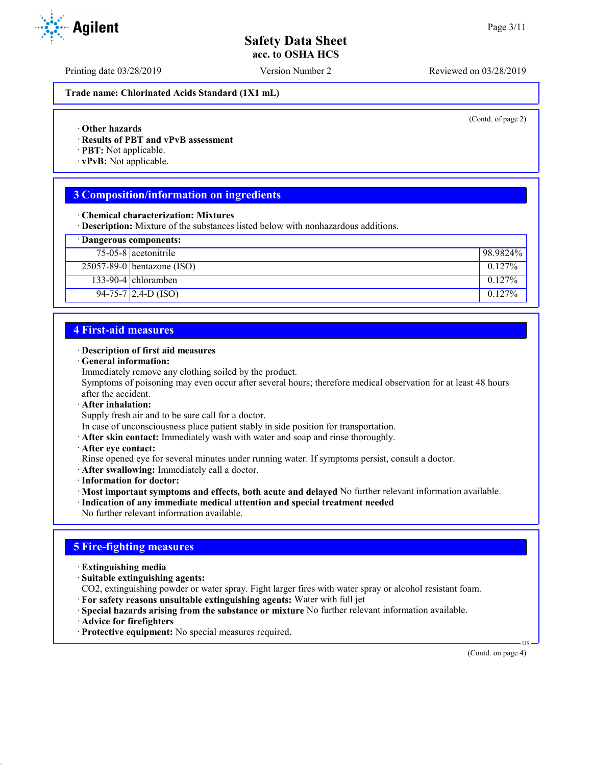**Trade name: Chlorinated Acids Standard (1X1 mL)**

(Contd. of page 2)

· **Other hazards**
· **Results of PBT and vPvB assessment**
· **PBT:** Not applicable.
· **vPvB:** Not applicable.

## 3 Composition/information on ingredients

· **Chemical characterization: Mixtures**
· **Description:** Mixture of the substances listed below with nonhazardous additions.

| · Dangerous components: | | |
|---|---|---|
| 75-05-8 | acetonitrile | 98.9824% |
| 25057-89-0 | bentazone (ISO) | 0.127% |
| 133-90-4 | chloramben | 0.127% |
| 94-75-7 | 2,4-D (ISO) | 0.127% |

## 4 First-aid measures

· **Description of first aid measures**
· **General information:**
Immediately remove any clothing soiled by the product.
Symptoms of poisoning may even occur after several hours; therefore medical observation for at least 48 hours after the accident.
· **After inhalation:**
Supply fresh air and to be sure call for a doctor.
In case of unconsciousness place patient stably in side position for transportation.
· **After skin contact:** Immediately wash with water and soap and rinse thoroughly.
· **After eye contact:**
Rinse opened eye for several minutes under running water. If symptoms persist, consult a doctor.
· **After swallowing:** Immediately call a doctor.
· **Information for doctor:**
· **Most important symptoms and effects, both acute and delayed** No further relevant information available.
· **Indication of any immediate medical attention and special treatment needed**
No further relevant information available.

## 5 Fire-fighting measures

· **Extinguishing media**
· **Suitable extinguishing agents:**
$CO_2$, extinguishing powder or water spray. Fight larger fires with water spray or alcohol resistant foam.
· **For safety reasons unsuitable extinguishing agents:** Water with full jet
· **Special hazards arising from the substance or mixture** No further relevant information available.
· **Advice for firefighters**
· **Protective equipment:** No special measures required.

(Contd. on page 4)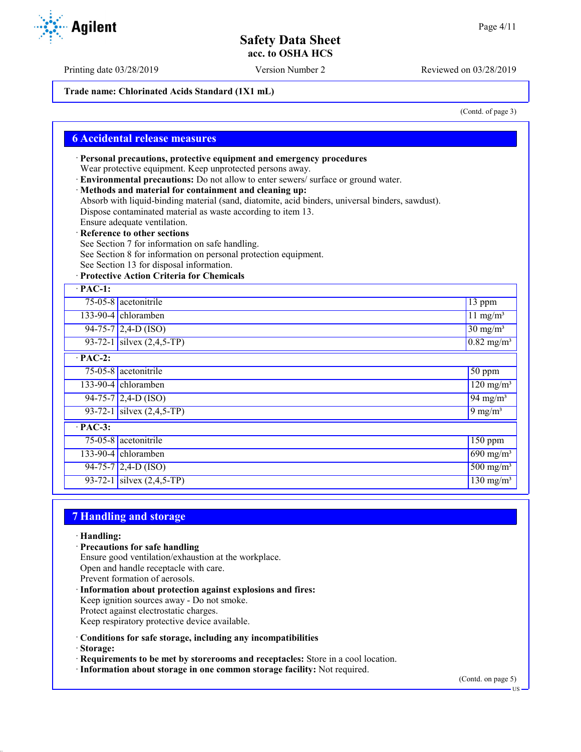Trade name: Chlorinated Acids Standard (1X1 mL)

(Contd. of page 3)

## 6 Accidental release measures

· **Personal precautions, protective equipment and emergency procedures**
Wear protective equipment. Keep unprotected persons away.
· **Environmental precautions:** Do not allow to enter sewers/ surface or ground water.
· **Methods and material for containment and cleaning up:**
Absorb with liquid-binding material (sand, diatomite, acid binders, universal binders, sawdust).
Dispose contaminated material as waste according to item 13.
Ensure adequate ventilation.
· **Reference to other sections**
See Section 7 for information on safe handling.
See Section 8 for information on personal protection equipment.
See Section 13 for disposal information.
· **Protective Action Criteria for Chemicals**

| · PAC-1: | | |
|---|---|---|
| 75-05-8 | acetonitrile | 13 ppm |
| 133-90-4 | chloramben | 11 mg/m³ |
| 94-75-7 | 2,4-D (ISO) | 30 mg/m³ |
| 93-72-1 | silvex (2,4,5-TP) | 0.82 mg/m³ |
| **· PAC-2:** | | |
| 75-05-8 | acetonitrile | 50 ppm |
| 133-90-4 | chloramben | 120 mg/m³ |
| 94-75-7 | 2,4-D (ISO) | 94 mg/m³ |
| 93-72-1 | silvex (2,4,5-TP) | 9 mg/m³ |
| **· PAC-3:** | | |
| 75-05-8 | acetonitrile | 150 ppm |
| 133-90-4 | chloramben | 690 mg/m³ |
| 94-75-7 | 2,4-D (ISO) | 500 mg/m³ |
| 93-72-1 | silvex (2,4,5-TP) | 130 mg/m³ |

## 7 Handling and storage

· **Handling:**
· **Precautions for safe handling**
Ensure good ventilation/exhaustion at the workplace.
Open and handle receptacle with care.
Prevent formation of aerosols.
· **Information about protection against explosions and fires:**
Keep ignition sources away - Do not smoke.
Protect against electrostatic charges.
Keep respiratory protective device available.

· **Conditions for safe storage, including any incompatibilities**
· **Storage:**
· **Requirements to be met by storerooms and receptacles:** Store in a cool location.
· **Information about storage in one common storage facility:** Not required.

(Contd. on page 5)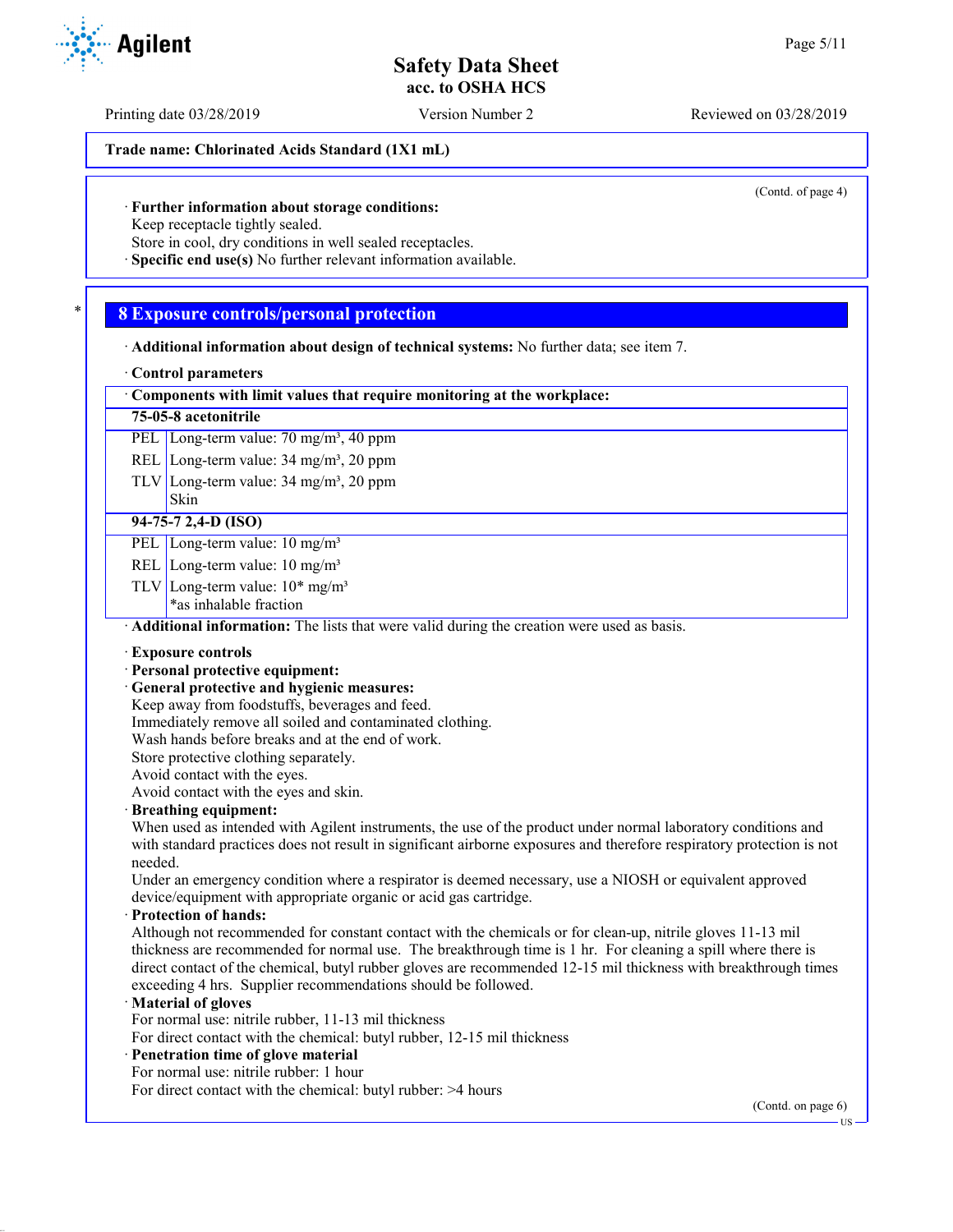Trade name: Chlorinated Acids Standard (1X1 mL)

(Contd. of page 4)

· **Further information about storage conditions:**
Keep receptacle tightly sealed.
Store in cool, dry conditions in well sealed receptacles.
· **Specific end use(s)** No further relevant information available.

## 8 Exposure controls/personal protection

· **Additional information about design of technical systems:** No further data; see item 7.

· **Control parameters**

| · Components with limit values that require monitoring at the workplace: | |
|---|---|
| **75-05-8 acetonitrile** | |
| PEL | Long-term value: 70 mg/m³, 40 ppm |
| REL | Long-term value: 34 mg/m³, 20 ppm |
| TLV | Long-term value: 34 mg/m³, 20 ppm<br>Skin |
| **94-75-7 2,4-D (ISO)** | |
| PEL | Long-term value: 10 mg/m³ |
| REL | Long-term value: 10 mg/m³ |
| TLV | Long-term value: 10* mg/m³<br>*as inhalable fraction |

· **Additional information:** The lists that were valid during the creation were used as basis.

· **Exposure controls**
· **Personal protective equipment:**
· **General protective and hygienic measures:**
Keep away from foodstuffs, beverages and feed.
Immediately remove all soiled and contaminated clothing.
Wash hands before breaks and at the end of work.
Store protective clothing separately.
Avoid contact with the eyes.
Avoid contact with the eyes and skin.
· **Breathing equipment:**
When used as intended with Agilent instruments, the use of the product under normal laboratory conditions and with standard practices does not result in significant airborne exposures and therefore respiratory protection is not needed.
Under an emergency condition where a respirator is deemed necessary, use a NIOSH or equivalent approved device/equipment with appropriate organic or acid gas cartridge.
· **Protection of hands:**
Although not recommended for constant contact with the chemicals or for clean-up, nitrile gloves 11-13 mil thickness are recommended for normal use. The breakthrough time is 1 hr. For cleaning a spill where there is direct contact of the chemical, butyl rubber gloves are recommended 12-15 mil thickness with breakthrough times exceeding 4 hrs. Supplier recommendations should be followed.
· **Material of gloves**
For normal use: nitrile rubber, 11-13 mil thickness
For direct contact with the chemical: butyl rubber, 12-15 mil thickness
· **Penetration time of glove material**
For normal use: nitrile rubber: 1 hour
For direct contact with the chemical: butyl rubber: >4 hours

(Contd. on page 6)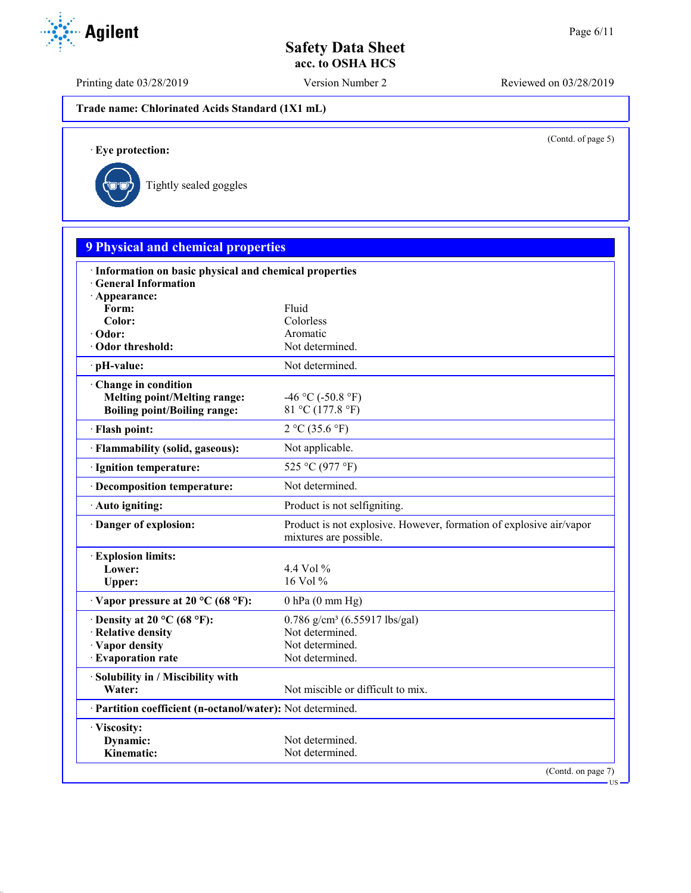Trade name: Chlorinated Acids Standard (1X1 mL)

(Contd. of page 5)

· **Eye protection:**

Tightly sealed goggles

## 9 Physical and chemical properties

| | |
|---|---|
| · **Information on basic physical and chemical properties** | |
| · **General Information** | |
| · **Appearance:** | |
| **Form:** | Fluid |
| **Color:** | Colorless |
| · **Odor:** | Aromatic |
| · **Odor threshold:** | Not determined. |
| · **pH-value:** | Not determined. |
| · **Change in condition** | |
| **Melting point/Melting range:** | -46 °C (-50.8 °F) |
| **Boiling point/Boiling range:** | 81 °C (177.8 °F) |
| · **Flash point:** | 2 °C (35.6 °F) |
| · **Flammability (solid, gaseous):** | Not applicable. |
| · **Ignition temperature:** | 525 °C (977 °F) |
| · **Decomposition temperature:** | Not determined. |
| · **Auto igniting:** | Product is not selfigniting. |
| · **Danger of explosion:** | Product is not explosive. However, formation of explosive air/vapor mixtures are possible. |
| · **Explosion limits:** | |
| **Lower:** | 4.4 Vol % |
| **Upper:** | 16 Vol % |
| · **Vapor pressure at 20 °C (68 °F):** | 0 hPa (0 mm Hg) |
| · **Density at 20 °C (68 °F):** | 0.786 g/cm³ (6.55917 lbs/gal) |
| · **Relative density** | Not determined. |
| · **Vapor density** | Not determined. |
| · **Evaporation rate** | Not determined. |
| · **Solubility in / Miscibility with** | |
| **Water:** | Not miscible or difficult to mix. |
| · **Partition coefficient (n-octanol/water):** | Not determined. |
| · **Viscosity:** | |
| **Dynamic:** | Not determined. |
| **Kinematic:** | Not determined. |

(Contd. on page 7)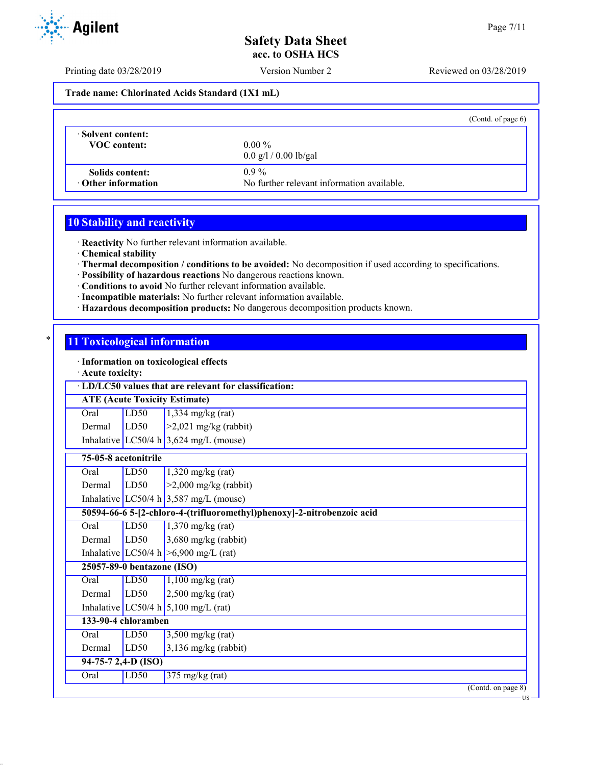(Contd. of page 6)

| | |
|---|---|
| · **Solvent content:** | |
| **VOC content:** | 0.00 % |
| | 0.0 g/l / 0.00 lb/gal |
| **Solids content:** | 0.9 % |
| · **Other information** | No further relevant information available. |

## 10 Stability and reactivity

· **Reactivity** No further relevant information available.
· **Chemical stability**
· **Thermal decomposition / conditions to be avoided:** No decomposition if used according to specifications.
· **Possibility of hazardous reactions** No dangerous reactions known.
· **Conditions to avoid** No further relevant information available.
· **Incompatible materials:** No further relevant information available.
· **Hazardous decomposition products:** No dangerous decomposition products known.

## * 11 Toxicological information

· **Information on toxicological effects**
· **Acute toxicity:**

| · **LD/LC50 values that are relevant for classification:** | | |
|---|---|---|
| **ATE (Acute Toxicity Estimate)** | | |
| Oral | LD50 | 1,334 mg/kg (rat) |
| Dermal | LD50 | >2,021 mg/kg (rabbit) |
| Inhalative | LC50/4 h | 3,624 mg/L (mouse) |
| **75-05-8 acetonitrile** | | |
| Oral | LD50 | 1,320 mg/kg (rat) |
| Dermal | LD50 | >2,000 mg/kg (rabbit) |
| Inhalative | LC50/4 h | 3,587 mg/L (mouse) |
| **50594-66-6 5-[2-chloro-4-(trifluoromethyl)phenoxy]-2-nitrobenzoic acid** | | |
| Oral | LD50 | 1,370 mg/kg (rat) |
| Dermal | LD50 | 3,680 mg/kg (rabbit) |
| Inhalative | LC50/4 h | >6,900 mg/L (rat) |
| **25057-89-0 bentazone (ISO)** | | |
| Oral | LD50 | 1,100 mg/kg (rat) |
| Dermal | LD50 | 2,500 mg/kg (rat) |
| Inhalative | LC50/4 h | 5,100 mg/L (rat) |
| **133-90-4 chloramben** | | |
| Oral | LD50 | 3,500 mg/kg (rat) |
| Dermal | LD50 | 3,136 mg/kg (rabbit) |
| **94-75-7 2,4-D (ISO)** | | |
| Oral | LD50 | 375 mg/kg (rat) |

(Contd. on page 8)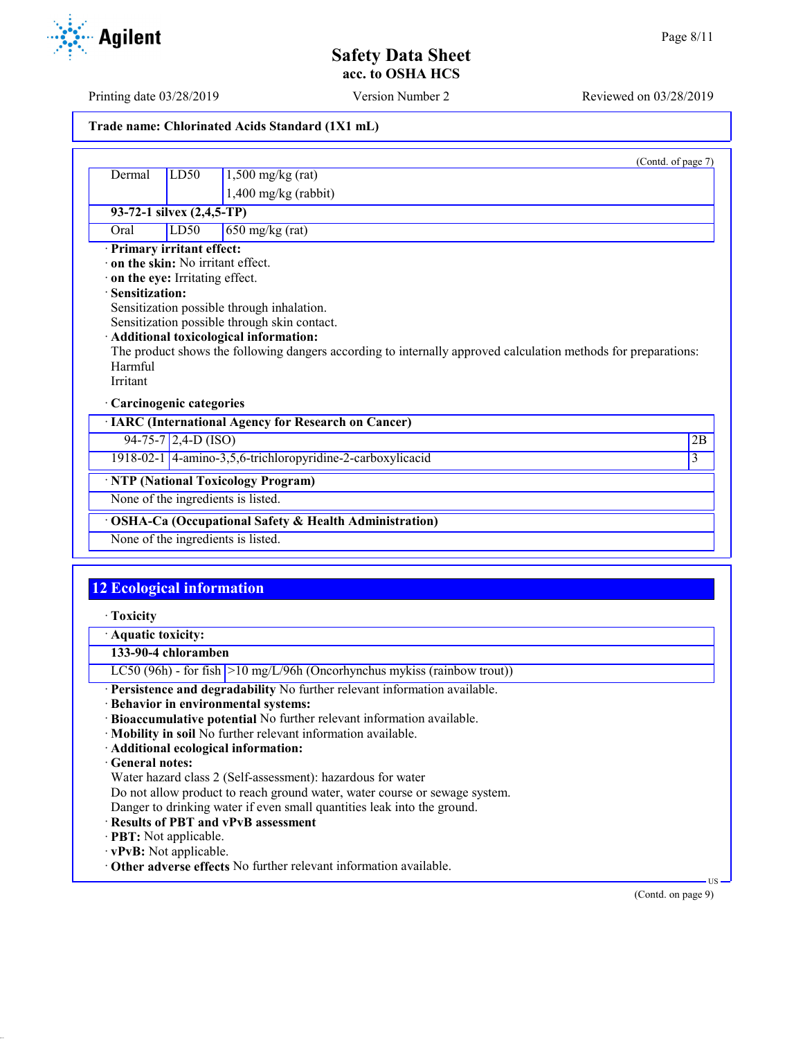(Contd. of page 7)

| | | |
|---|---|---|
| Dermal | LD50 | 1,500 mg/kg (rat) |
| | | 1,400 mg/kg (rabbit) |
| **93-72-1 silvex (2,4,5-TP)** | | |
| Oral | LD50 | 650 mg/kg (rat) |

· **Primary irritant effect:**
· **on the skin:** No irritant effect.
· **on the eye:** Irritating effect.
· **Sensitization:**
Sensitization possible through inhalation.
Sensitization possible through skin contact.
· **Additional toxicological information:**
The product shows the following dangers according to internally approved calculation methods for preparations:
Harmful
Irritant

· **Carcinogenic categories**

| · **IARC (International Agency for Research on Cancer)** | | |
|---|---|---|
| 94-75-7 | 2,4-D (ISO) | 2B |
| 1918-02-1 | 4-amino-3,5,6-trichloropyridine-2-carboxylicacid | 3 |

| · **NTP (National Toxicology Program)** |
|---|
| None of the ingredients is listed. |

| · **OSHA-Ca (Occupational Safety & Health Administration)** |
|---|
| None of the ingredients is listed. |

## 12 Ecological information

· **Toxicity**

| · **Aquatic toxicity:** | |
|---|---|
| **133-90-4 chloramben** | |
| LC50 (96h) - for fish | >10 mg/L/96h (Oncorhynchus mykiss (rainbow trout)) |

· **Persistence and degradability** No further relevant information available.
· **Behavior in environmental systems:**
· **Bioaccumulative potential** No further relevant information available.
· **Mobility in soil** No further relevant information available.
· **Additional ecological information:**
· **General notes:**
Water hazard class 2 (Self-assessment): hazardous for water
Do not allow product to reach ground water, water course or sewage system.
Danger to drinking water if even small quantities leak into the ground.
· **Results of PBT and vPvB assessment**
· **PBT:** Not applicable.
· **vPvB:** Not applicable.
· **Other adverse effects** No further relevant information available.

(Contd. on page 9)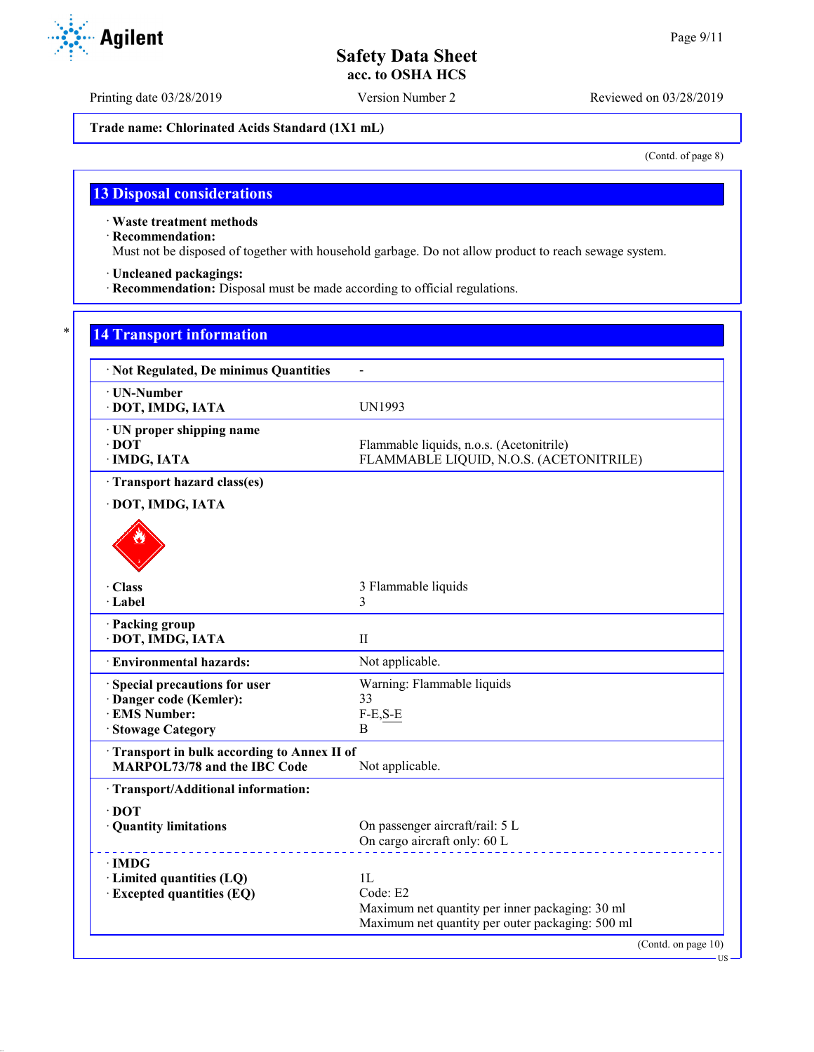Trade name: Chlorinated Acids Standard (1X1 mL)

(Contd. of page 8)

## 13 Disposal considerations

· **Waste treatment methods**
· **Recommendation:**
Must not be disposed of together with household garbage. Do not allow product to reach sewage system.

· **Uncleaned packagings:**
· **Recommendation:** Disposal must be made according to official regulations.

## 14 Transport information

| | |
|---|---|
| · **Not Regulated, De minimus Quantities** | - |
| · **UN-Number**<br>· **DOT, IMDG, IATA** | UN1993 |
| · **UN proper shipping name**<br>· **DOT**<br>· **IMDG, IATA** | <br>Flammable liquids, n.o.s. (Acetonitrile)<br>FLAMMABLE LIQUID, N.O.S. (ACETONITRILE) |
| · **Transport hazard class(es)**<br>· **DOT, IMDG, IATA**<br>· **Class**<br>· **Label** | <br><br>3 Flammable liquids<br>3 |
| · **Packing group**<br>· **DOT, IMDG, IATA** | <br>II |
| · **Environmental hazards:** | Not applicable. |
| · **Special precautions for user**<br>· **Danger code (Kemler):**<br>· **EMS Number:**<br>· **Stowage Category** | Warning: Flammable liquids<br>33<br>F-E,S-E<br>B |
| · **Transport in bulk according to Annex II of MARPOL73/78 and the IBC Code** | Not applicable. |
| · **Transport/Additional information:** | |
| · **DOT**<br>· **Quantity limitations** | <br>On passenger aircraft/rail: 5 L<br>On cargo aircraft only: 60 L |
| · **IMDG**<br>· **Limited quantities (LQ)**<br>· **Excepted quantities (EQ)** | <br>1L<br>Code: E2<br>Maximum net quantity per inner packaging: 30 ml<br>Maximum net quantity per outer packaging: 500 ml |

(Contd. on page 10)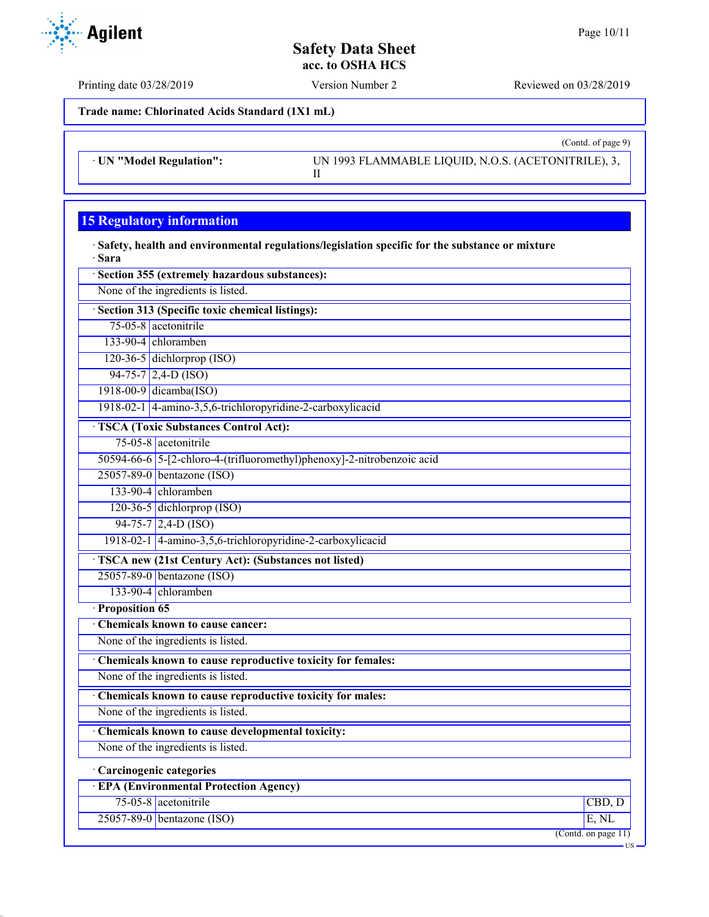**Trade name: Chlorinated Acids Standard (1X1 mL)**

(Contd. of page 9)

| · UN "Model Regulation": | UN 1993 FLAMMABLE LIQUID, N.O.S. (ACETONITRILE), 3, II |
|---|---|

## 15 Regulatory information

· **Safety, health and environmental regulations/legislation specific for the substance or mixture**

· **Sara**

| · **Section 355 (extremely hazardous substances):** |
|---|
| None of the ingredients is listed. |

| · **Section 313 (Specific toxic chemical listings):** | |
|---|---|
| 75-05-8 | acetonitrile |
| 133-90-4 | chloramben |
| 120-36-5 | dichlorprop (ISO) |
| 94-75-7 | 2,4-D (ISO) |
| 1918-00-9 | dicamba(ISO) |
| 1918-02-1 | 4-amino-3,5,6-trichloropyridine-2-carboxylicacid |

| · **TSCA (Toxic Substances Control Act):** | |
|---|---|
| 75-05-8 | acetonitrile |
| 50594-66-6 | 5-[2-chloro-4-(trifluoromethyl)phenoxy]-2-nitrobenzoic acid |
| 25057-89-0 | bentazone (ISO) |
| 133-90-4 | chloramben |
| 120-36-5 | dichlorprop (ISO) |
| 94-75-7 | 2,4-D (ISO) |
| 1918-02-1 | 4-amino-3,5,6-trichloropyridine-2-carboxylicacid |

| · **TSCA new (21st Century Act): (Substances not listed)** | |
|---|---|
| 25057-89-0 | bentazone (ISO) |
| 133-90-4 | chloramben |

· **Proposition 65**

| · **Chemicals known to cause cancer:** |
|---|
| None of the ingredients is listed. |

| · **Chemicals known to cause reproductive toxicity for females:** |
|---|
| None of the ingredients is listed. |

| · **Chemicals known to cause reproductive toxicity for males:** |
|---|
| None of the ingredients is listed. |

| · **Chemicals known to cause developmental toxicity:** |
|---|
| None of the ingredients is listed. |

· **Carcinogenic categories**

| · **EPA (Environmental Protection Agency)** | | |
|---|---|---|
| 75-05-8 | acetonitrile | CBD, D |
| 25057-89-0 | bentazone (ISO) | E, NL |

(Contd. on page 11)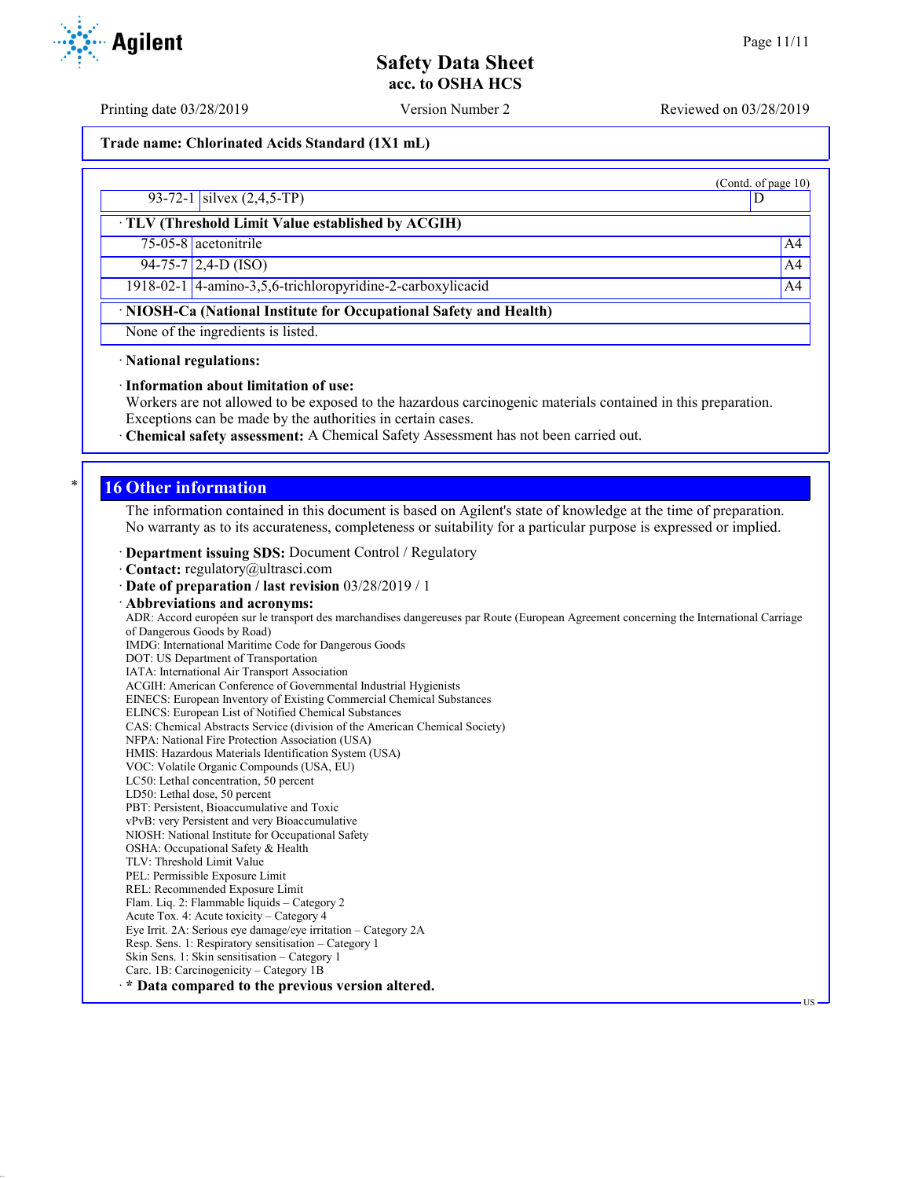(Contd. of page 10)

| | | |
|---|---|---|
| 93-72-1 | silvex (2,4,5-TP) | D |

· **TLV (Threshold Limit Value established by ACGIH)**

| | | |
|---|---|---|
| 75-05-8 | acetonitrile | A4 |
| 94-75-7 | 2,4-D (ISO) | A4 |
| 1918-02-1 | 4-amino-3,5,6-trichloropyridine-2-carboxylicacid | A4 |

· **NIOSH-Ca (National Institute for Occupational Safety and Health)**

None of the ingredients is listed.

· **National regulations:**

· **Information about limitation of use:**
Workers are not allowed to be exposed to the hazardous carcinogenic materials contained in this preparation. Exceptions can be made by the authorities in certain cases.

· **Chemical safety assessment:** A Chemical Safety Assessment has not been carried out.

## 16 Other information

The information contained in this document is based on Agilent's state of knowledge at the time of preparation. No warranty as to its accurateness, completeness or suitability for a particular purpose is expressed or implied.

· **Department issuing SDS:** Document Control / Regulatory
· **Contact:** regulatory@ultrasci.com
· **Date of preparation / last revision** 03/28/2019 / 1
· **Abbreviations and acronyms:**
ADR: Accord européen sur le transport des marchandises dangereuses par Route (European Agreement concerning the International Carriage of Dangerous Goods by Road)
IMDG: International Maritime Code for Dangerous Goods
DOT: US Department of Transportation
IATA: International Air Transport Association
ACGIH: American Conference of Governmental Industrial Hygienists
EINECS: European Inventory of Existing Commercial Chemical Substances
ELINCS: European List of Notified Chemical Substances
CAS: Chemical Abstracts Service (division of the American Chemical Society)
NFPA: National Fire Protection Association (USA)
HMIS: Hazardous Materials Identification System (USA)
VOC: Volatile Organic Compounds (USA, EU)
LC50: Lethal concentration, 50 percent
LD50: Lethal dose, 50 percent
PBT: Persistent, Bioaccumulative and Toxic
vPvB: very Persistent and very Bioaccumulative
NIOSH: National Institute for Occupational Safety
OSHA: Occupational Safety & Health
TLV: Threshold Limit Value
PEL: Permissible Exposure Limit
REL: Recommended Exposure Limit
Flam. Liq. 2: Flammable liquids – Category 2
Acute Tox. 4: Acute toxicity – Category 4
Eye Irrit. 2A: Serious eye damage/eye irritation – Category 2A
Resp. Sens. 1: Respiratory sensitisation – Category 1
Skin Sens. 1: Skin sensitisation – Category 1
Carc. 1B: Carcinogenicity – Category 1B

· **\* Data compared to the previous version altered.**